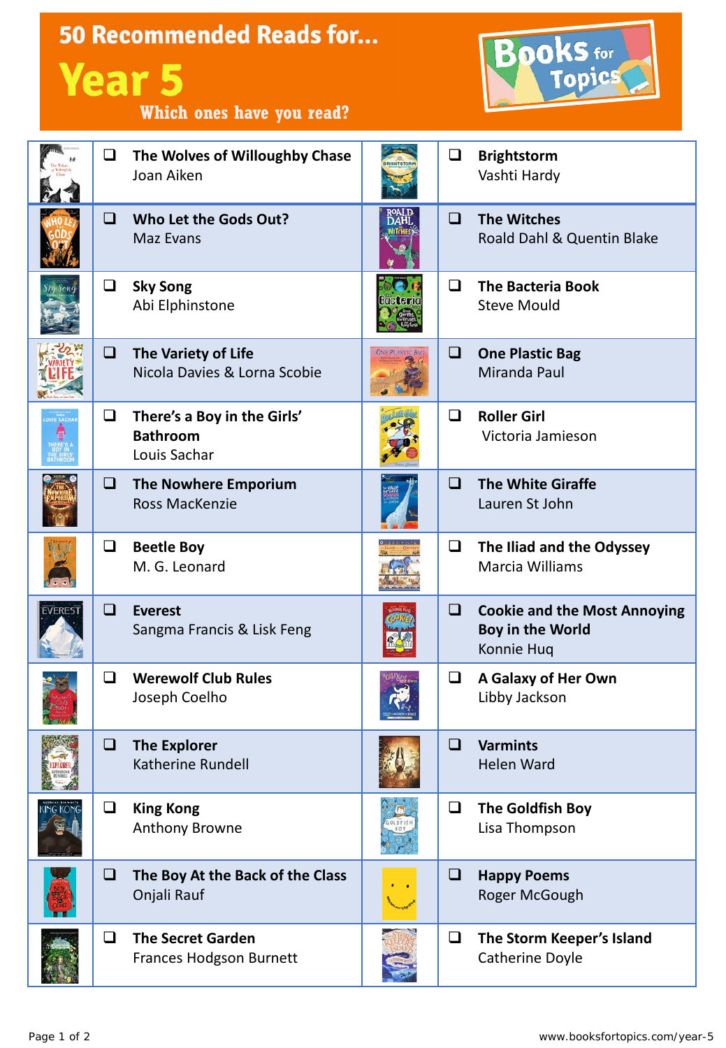# 50 Recommended Reads for...

## Year 5

**Which ones have you read?**

Books for Topics

| | |
|---|---|
| ❑ **The Wolves of Willoughby Chase** Joan Aiken | ❑ **Brightstorm** Vashti Hardy |
| ❑ **Who Let the Gods Out?** Maz Evans | ❑ **The Witches** Roald Dahl & Quentin Blake |
| ❑ **Sky Song** Abi Elphinstone | ❑ **The Bacteria Book** Steve Mould |
| ❑ **The Variety of Life** Nicola Davies & Lorna Scobie | ❑ **One Plastic Bag** Miranda Paul |
| ❑ **There's a Boy in the Girls' Bathroom** Louis Sachar | ❑ **Roller Girl** Victoria Jamieson |
| ❑ **The Nowhere Emporium** Ross MacKenzie | ❑ **The White Giraffe** Lauren St John |
| ❑ **Beetle Boy** M. G. Leonard | ❑ **The Iliad and the Odyssey** Marcia Williams |
| ❑ **Everest** Sangma Francis & Lisk Feng | ❑ **Cookie and the Most Annoying Boy in the World** Konnie Huq |
| ❑ **Werewolf Club Rules** Joseph Coelho | ❑ **A Galaxy of Her Own** Libby Jackson |
| ❑ **The Explorer** Katherine Rundell | ❑ **Varmints** Helen Ward |
| ❑ **King Kong** Anthony Browne | ❑ **The Goldfish Boy** Lisa Thompson |
| ❑ **The Boy At the Back of the Class** Onjali Rauf | ❑ **Happy Poems** Roger McGough |
| ❑ **The Secret Garden** Frances Hodgson Burnett | ❑ **The Storm Keeper's Island** Catherine Doyle |

www.booksfortopics.com/year-5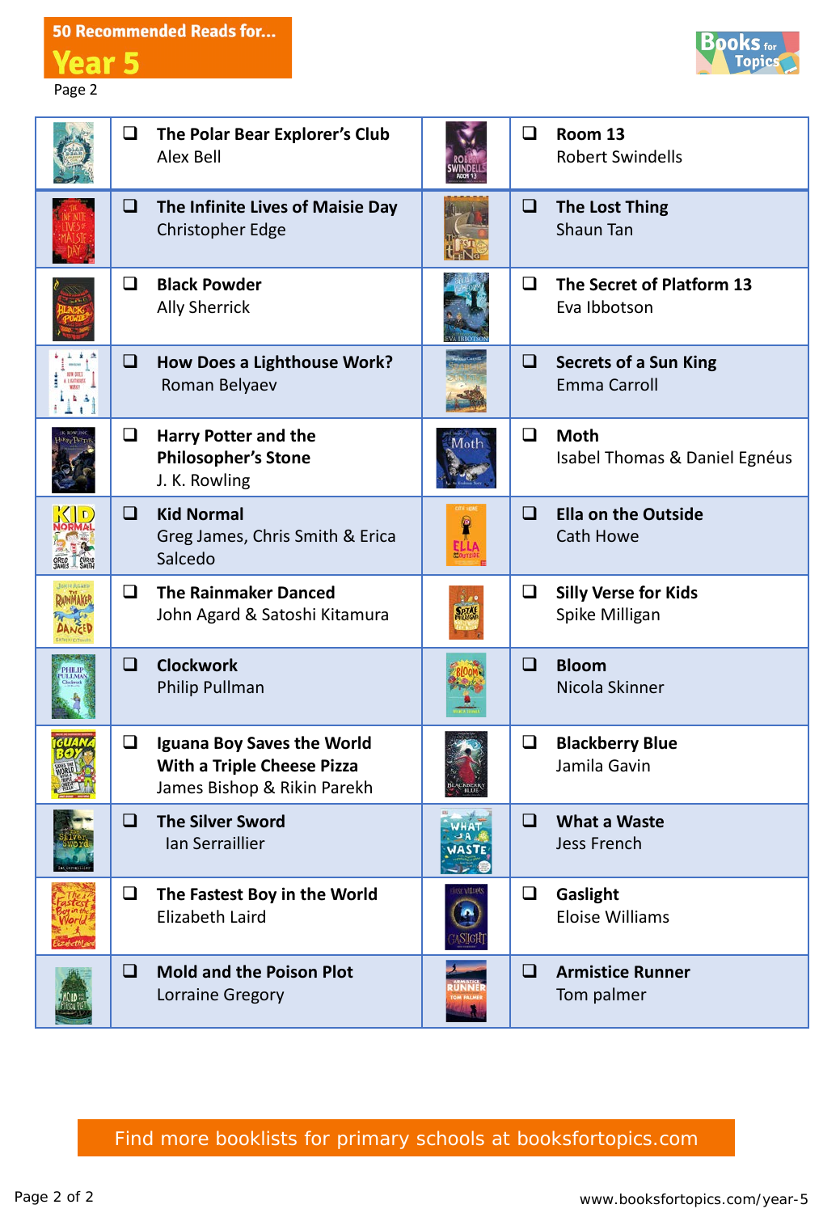**50 Recommended Reads for...**

# Year 5

Page 2

| | | | |
|---|---|---|---|
| | ❑ **The Polar Bear Explorer's Club** Alex Bell | | ❑ **Room 13** Robert Swindells |
| | ❑ **The Infinite Lives of Maisie Day** Christopher Edge | | ❑ **The Lost Thing** Shaun Tan |
| | ❑ **Black Powder** Ally Sherrick | | ❑ **The Secret of Platform 13** Eva Ibbotson |
| | ❑ **How Does a Lighthouse Work?** Roman Belyaev | | ❑ **Secrets of a Sun King** Emma Carroll |
| | ❑ **Harry Potter and the Philosopher's Stone** J. K. Rowling | | ❑ **Moth** Isabel Thomas & Daniel Egnéus |
| | ❑ **Kid Normal** Greg James, Chris Smith & Erica Salcedo | | ❑ **Ella on the Outside** Cath Howe |
| | ❑ **The Rainmaker Danced** John Agard & Satoshi Kitamura | | ❑ **Silly Verse for Kids** Spike Milligan |
| | ❑ **Clockwork** Philip Pullman | | ❑ **Bloom** Nicola Skinner |
| | ❑ **Iguana Boy Saves the World With a Triple Cheese Pizza** James Bishop & Rikin Parekh | | ❑ **Blackberry Blue** Jamila Gavin |
| | ❑ **The Silver Sword** Ian Serraillier | | ❑ **What a Waste** Jess French |
| | ❑ **The Fastest Boy in the World** Elizabeth Laird | | ❑ **Gaslight** Eloise Williams |
| | ❑ **Mold and the Poison Plot** Lorraine Gregory | | ❑ **Armistice Runner** Tom palmer |

Find more booklists for primary schools at booksfortopics.com

www.booksfortopics.com/year-5